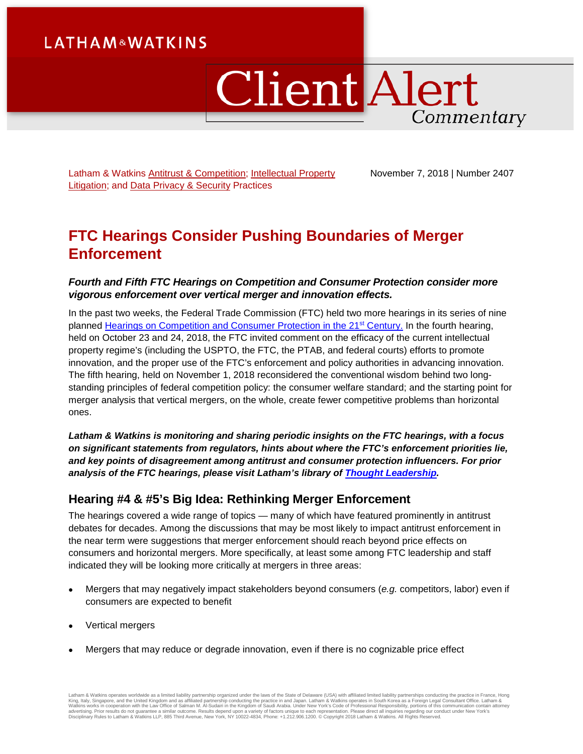LATHAM & WATKINS

# Client Alert Commentary

Latham & Watkins Antitrust & Competition; Intellectual Property Litigation; and Data Privacy & Security Practices

November 7, 2018 | Number 2407

# FTC Hearings Consider Pushing Boundaries of Merger Enforcement

***Fourth and Fifth FTC Hearings on Competition and Consumer Protection consider more vigorous enforcement over vertical merger and innovation effects.***

In the past two weeks, the Federal Trade Commission (FTC) held two more hearings in its series of nine planned Hearings on Competition and Consumer Protection in the 21st Century. In the fourth hearing, held on October 23 and 24, 2018, the FTC invited comment on the efficacy of the current intellectual property regime's (including the USPTO, the FTC, the PTAB, and federal courts) efforts to promote innovation, and the proper use of the FTC's enforcement and policy authorities in advancing innovation. The fifth hearing, held on November 1, 2018 reconsidered the conventional wisdom behind two long-standing principles of federal competition policy: the consumer welfare standard; and the starting point for merger analysis that vertical mergers, on the whole, create fewer competitive problems than horizontal ones.

***Latham & Watkins is monitoring and sharing periodic insights on the FTC hearings, with a focus on significant statements from regulators, hints about where the FTC's enforcement priorities lie, and key points of disagreement among antitrust and consumer protection influencers. For prior analysis of the FTC hearings, please visit Latham's library of Thought Leadership.***

## Hearing #4 & #5's Big Idea: Rethinking Merger Enforcement

The hearings covered a wide range of topics — many of which have featured prominently in antitrust debates for decades. Among the discussions that may be most likely to impact antitrust enforcement in the near term were suggestions that merger enforcement should reach beyond price effects on consumers and horizontal mergers. More specifically, at least some among FTC leadership and staff indicated they will be looking more critically at mergers in three areas:

- Mergers that may negatively impact stakeholders beyond consumers (*e.g.* competitors, labor) even if consumers are expected to benefit
- Vertical mergers
- Mergers that may reduce or degrade innovation, even if there is no cognizable price effect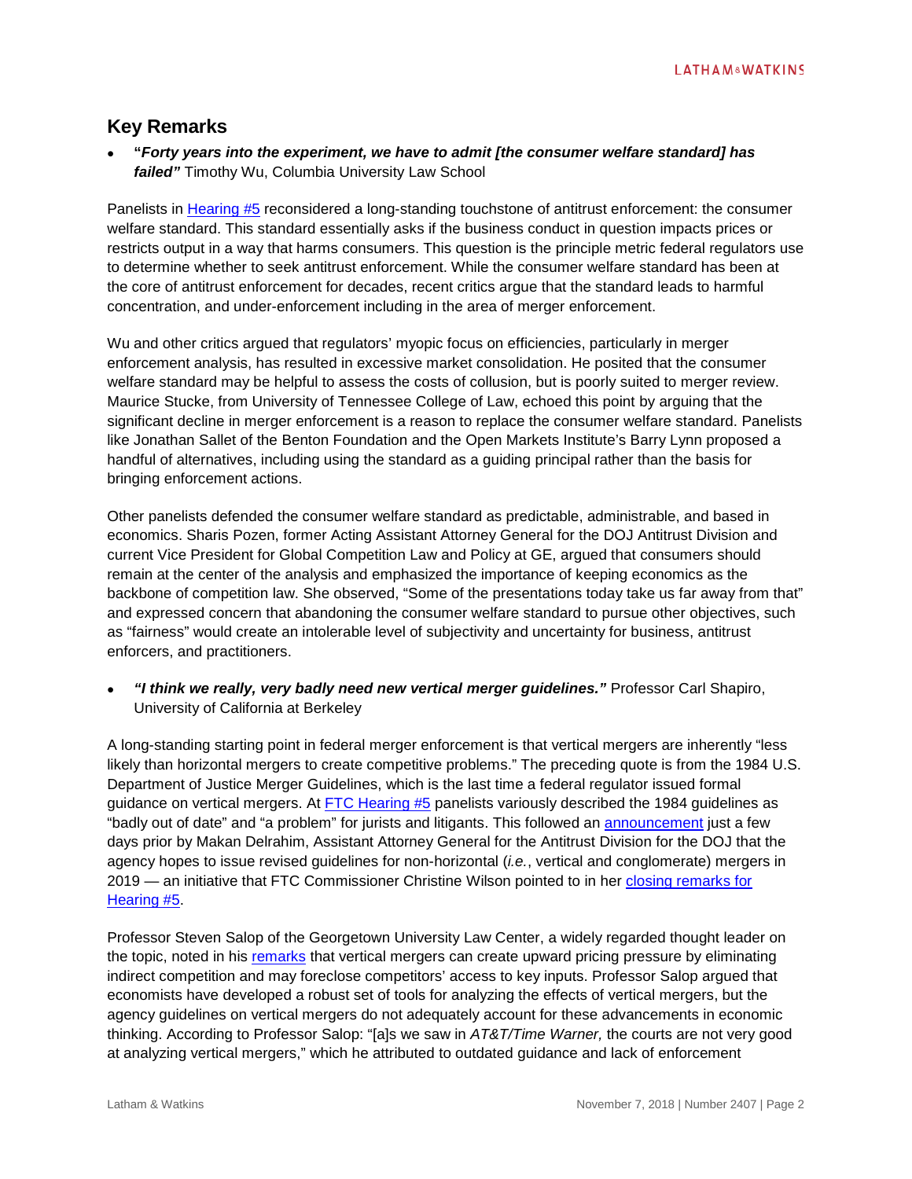## Key Remarks

- **"*Forty years into the experiment, we have to admit [the consumer welfare standard] has failed"*** Timothy Wu, Columbia University Law School

Panelists in Hearing #5 reconsidered a long-standing touchstone of antitrust enforcement: the consumer welfare standard. This standard essentially asks if the business conduct in question impacts prices or restricts output in a way that harms consumers. This question is the principle metric federal regulators use to determine whether to seek antitrust enforcement. While the consumer welfare standard has been at the core of antitrust enforcement for decades, recent critics argue that the standard leads to harmful concentration, and under-enforcement including in the area of merger enforcement.

Wu and other critics argued that regulators' myopic focus on efficiencies, particularly in merger enforcement analysis, has resulted in excessive market consolidation. He posited that the consumer welfare standard may be helpful to assess the costs of collusion, but is poorly suited to merger review. Maurice Stucke, from University of Tennessee College of Law, echoed this point by arguing that the significant decline in merger enforcement is a reason to replace the consumer welfare standard. Panelists like Jonathan Sallet of the Benton Foundation and the Open Markets Institute's Barry Lynn proposed a handful of alternatives, including using the standard as a guiding principal rather than the basis for bringing enforcement actions.

Other panelists defended the consumer welfare standard as predictable, administrable, and based in economics. Sharis Pozen, former Acting Assistant Attorney General for the DOJ Antitrust Division and current Vice President for Global Competition Law and Policy at GE, argued that consumers should remain at the center of the analysis and emphasized the importance of keeping economics as the backbone of competition law. She observed, "Some of the presentations today take us far away from that" and expressed concern that abandoning the consumer welfare standard to pursue other objectives, such as "fairness" would create an intolerable level of subjectivity and uncertainty for business, antitrust enforcers, and practitioners.

- ***"I think we really, very badly need new vertical merger guidelines."*** Professor Carl Shapiro, University of California at Berkeley

A long-standing starting point in federal merger enforcement is that vertical mergers are inherently "less likely than horizontal mergers to create competitive problems." The preceding quote is from the 1984 U.S. Department of Justice Merger Guidelines, which is the last time a federal regulator issued formal guidance on vertical mergers. At FTC Hearing #5 panelists variously described the 1984 guidelines as "badly out of date" and "a problem" for jurists and litigants. This followed an announcement just a few days prior by Makan Delrahim, Assistant Attorney General for the Antitrust Division for the DOJ that the agency hopes to issue revised guidelines for non-horizontal (*i.e.*, vertical and conglomerate) mergers in 2019 — an initiative that FTC Commissioner Christine Wilson pointed to in her closing remarks for Hearing #5.

Professor Steven Salop of the Georgetown University Law Center, a widely regarded thought leader on the topic, noted in his remarks that vertical mergers can create upward pricing pressure by eliminating indirect competition and may foreclose competitors' access to key inputs. Professor Salop argued that economists have developed a robust set of tools for analyzing the effects of vertical mergers, but the agency guidelines on vertical mergers do not adequately account for these advancements in economic thinking. According to Professor Salop: "[a]s we saw in *AT&T/Time Warner,* the courts are not very good at analyzing vertical mergers," which he attributed to outdated guidance and lack of enforcement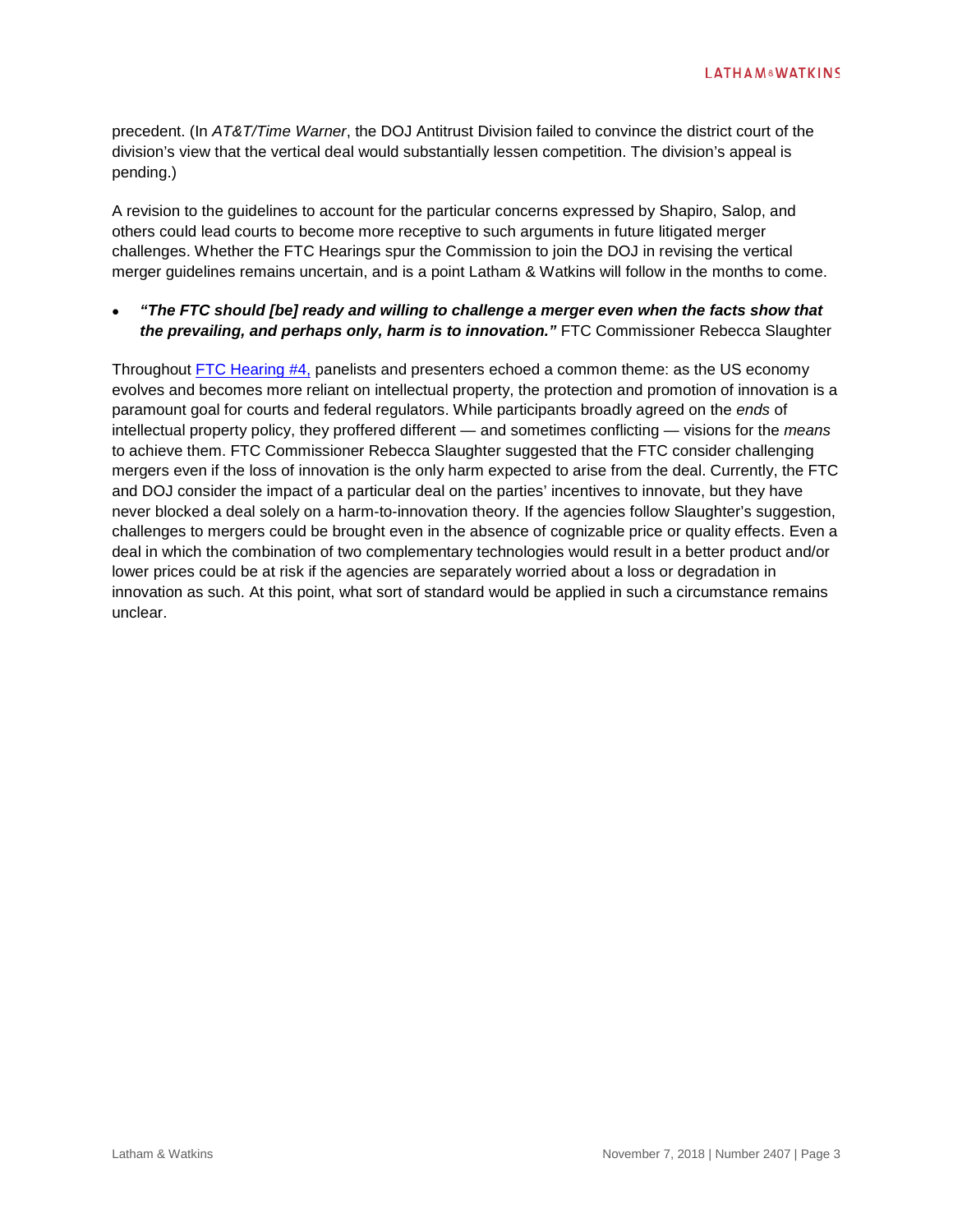precedent. (In *AT&T/Time Warner*, the DOJ Antitrust Division failed to convince the district court of the division's view that the vertical deal would substantially lessen competition. The division's appeal is pending.)

A revision to the guidelines to account for the particular concerns expressed by Shapiro, Salop, and others could lead courts to become more receptive to such arguments in future litigated merger challenges. Whether the FTC Hearings spur the Commission to join the DOJ in revising the vertical merger guidelines remains uncertain, and is a point Latham & Watkins will follow in the months to come.

- ***"The FTC should [be] ready and willing to challenge a merger even when the facts show that the prevailing, and perhaps only, harm is to innovation."*** FTC Commissioner Rebecca Slaughter

Throughout FTC Hearing #4, panelists and presenters echoed a common theme: as the US economy evolves and becomes more reliant on intellectual property, the protection and promotion of innovation is a paramount goal for courts and federal regulators. While participants broadly agreed on the *ends* of intellectual property policy, they proffered different — and sometimes conflicting — visions for the *means* to achieve them. FTC Commissioner Rebecca Slaughter suggested that the FTC consider challenging mergers even if the loss of innovation is the only harm expected to arise from the deal. Currently, the FTC and DOJ consider the impact of a particular deal on the parties' incentives to innovate, but they have never blocked a deal solely on a harm-to-innovation theory. If the agencies follow Slaughter's suggestion, challenges to mergers could be brought even in the absence of cognizable price or quality effects. Even a deal in which the combination of two complementary technologies would result in a better product and/or lower prices could be at risk if the agencies are separately worried about a loss or degradation in innovation as such. At this point, what sort of standard would be applied in such a circumstance remains unclear.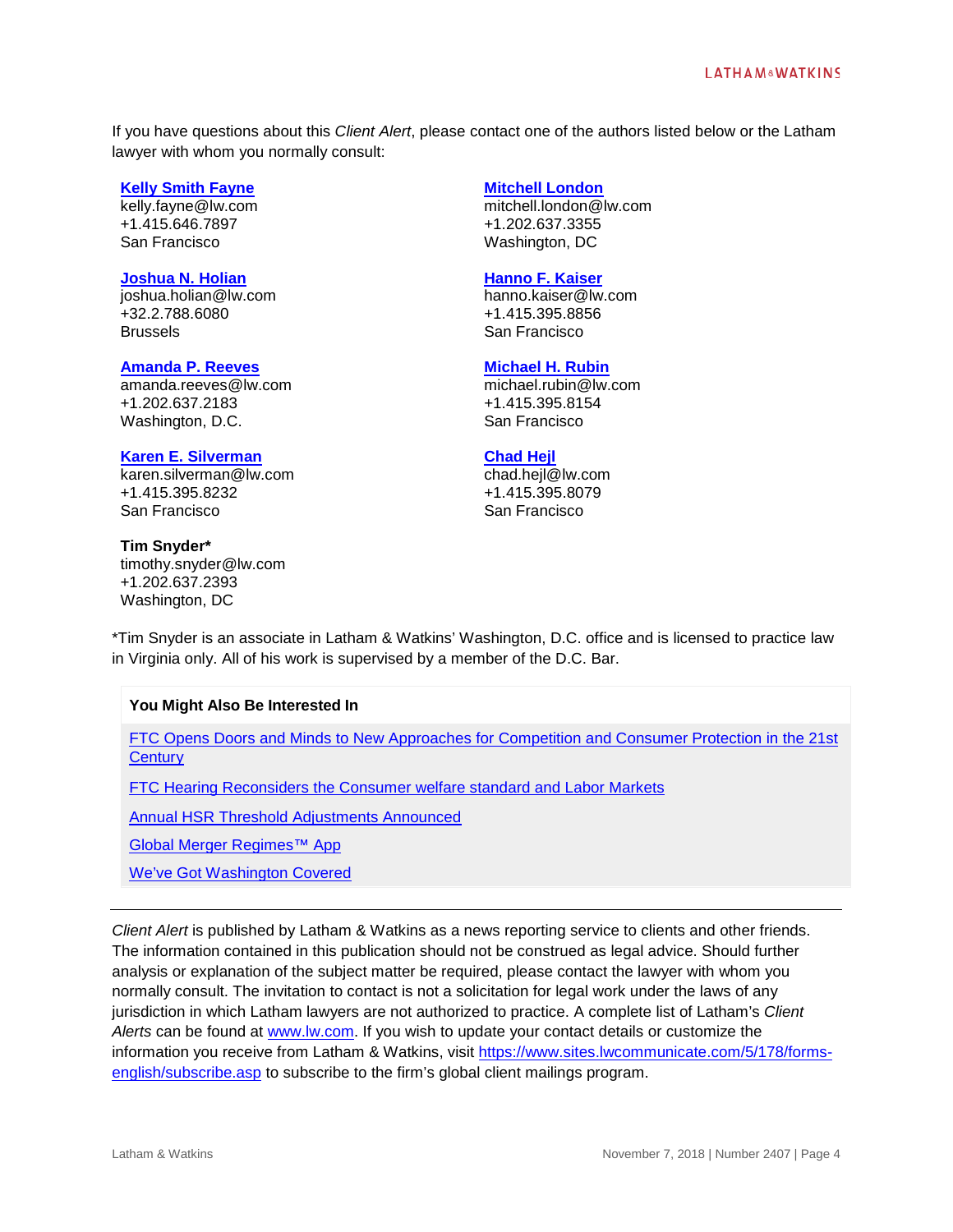If you have questions about this *Client Alert*, please contact one of the authors listed below or the Latham lawyer with whom you normally consult:

**Kelly Smith Fayne**
kelly.fayne@lw.com
+1.415.646.7897
San Francisco

**Joshua N. Holian**
joshua.holian@lw.com
+32.2.788.6080
Brussels

**Amanda P. Reeves**
amanda.reeves@lw.com
+1.202.637.2183
Washington, D.C.

**Karen E. Silverman**
karen.silverman@lw.com
+1.415.395.8232
San Francisco

**Tim Snyder***
timothy.snyder@lw.com
+1.202.637.2393
Washington, DC

**Mitchell London**
mitchell.london@lw.com
+1.202.637.3355
Washington, DC

**Hanno F. Kaiser**
hanno.kaiser@lw.com
+1.415.395.8856
San Francisco

**Michael H. Rubin**
michael.rubin@lw.com
+1.415.395.8154
San Francisco

**Chad Hejl**
chad.hejl@lw.com
+1.415.395.8079
San Francisco

*Tim Snyder is an associate in Latham & Watkins' Washington, D.C. office and is licensed to practice law in Virginia only. All of his work is supervised by a member of the D.C. Bar.

**You Might Also Be Interested In**

FTC Opens Doors and Minds to New Approaches for Competition and Consumer Protection in the 21st Century

FTC Hearing Reconsiders the Consumer welfare standard and Labor Markets

Annual HSR Threshold Adjustments Announced

Global Merger Regimes™ App

We've Got Washington Covered

---

*Client Alert* is published by Latham & Watkins as a news reporting service to clients and other friends. The information contained in this publication should not be construed as legal advice. Should further analysis or explanation of the subject matter be required, please contact the lawyer with whom you normally consult. The invitation to contact is not a solicitation for legal work under the laws of any jurisdiction in which Latham lawyers are not authorized to practice. A complete list of Latham's *Client Alerts* can be found at www.lw.com. If you wish to update your contact details or customize the information you receive from Latham & Watkins, visit https://www.sites.lwcommunicate.com/5/178/forms-english/subscribe.asp to subscribe to the firm's global client mailings program.